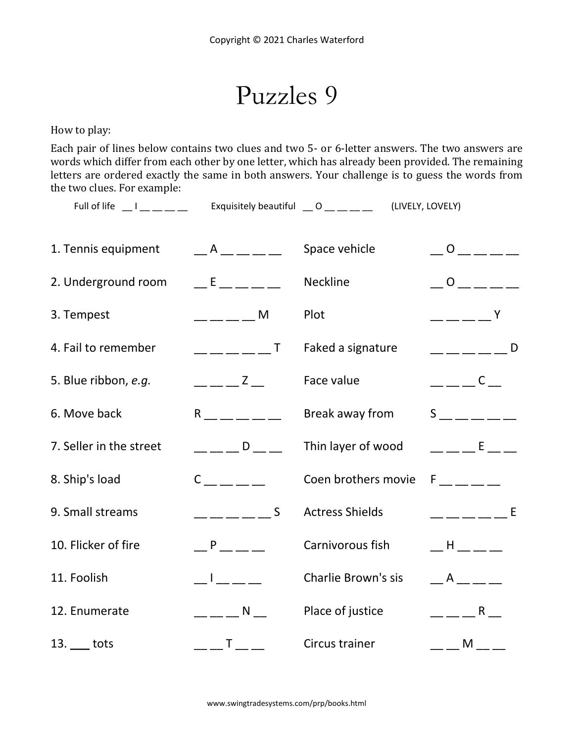Copyright © 2021 Charles Waterford

# Puzzles 9

How to play:

Each pair of lines below contains two clues and two 5- or 6-letter answers. The two answers are words which differ from each other by one letter, which has already been provided. The remaining letters are ordered exactly the same in both answers. Your challenge is to guess the words from the two clues. For example:

Full of life \_\_ I \_\_ \_\_ \_\_ \_\_ Exquisitely beautiful \_\_ O \_\_ \_\_ \_\_ \_\_ (LIVELY, LOVELY)

| Clue | Answer | Clue | Answer |
|---|---|---|---|
| 1. Tennis equipment | \_\_ A \_\_ \_\_ \_\_ \_\_ | Space vehicle | \_\_ O \_\_ \_\_ \_\_ \_\_ |
| 2. Underground room | \_\_ E \_\_ \_\_ \_\_ \_\_ | Neckline | \_\_ O \_\_ \_\_ \_\_ \_\_ |
| 3. Tempest | \_\_ \_\_ \_\_ \_\_ M | Plot | \_\_ \_\_ \_\_ \_\_ Y |
| 4. Fail to remember | \_\_ \_\_ \_\_ \_\_ \_\_ T | Faked a signature | \_\_ \_\_ \_\_ \_\_ \_\_ D |
| 5. Blue ribbon, *e.g.* | \_\_ \_\_ \_\_ Z \_\_ | Face value | \_\_ \_\_ \_\_ C \_\_ |
| 6. Move back | R \_\_ \_\_ \_\_ \_\_ \_\_ | Break away from | S \_\_ \_\_ \_\_ \_\_ \_\_ |
| 7. Seller in the street | \_\_ \_\_ \_\_ D \_\_ \_\_ | Thin layer of wood | \_\_ \_\_ \_\_ E \_\_ \_\_ |
| 8. Ship's load | C \_\_ \_\_ \_\_ \_\_ | Coen brothers movie | F \_\_ \_\_ \_\_ \_\_ |
| 9. Small streams | \_\_ \_\_ \_\_ \_\_ \_\_ S | Actress Shields | \_\_ \_\_ \_\_ \_\_ \_\_ E |
| 10. Flicker of fire | \_\_ P \_\_ \_\_ \_\_ | Carnivorous fish | \_\_ H \_\_ \_\_ \_\_ |
| 11. Foolish | \_\_ I \_\_ \_\_ \_\_ | Charlie Brown's sis | \_\_ A \_\_ \_\_ \_\_ |
| 12. Enumerate | \_\_ \_\_ \_\_ N \_\_ | Place of justice | \_\_ \_\_ \_\_ R \_\_ |
| 13. \_\_\_ tots | \_\_ \_\_ T \_\_ \_\_ | Circus trainer | \_\_ \_\_ M \_\_ \_\_ |

www.swingtradesystems.com/prp/books.html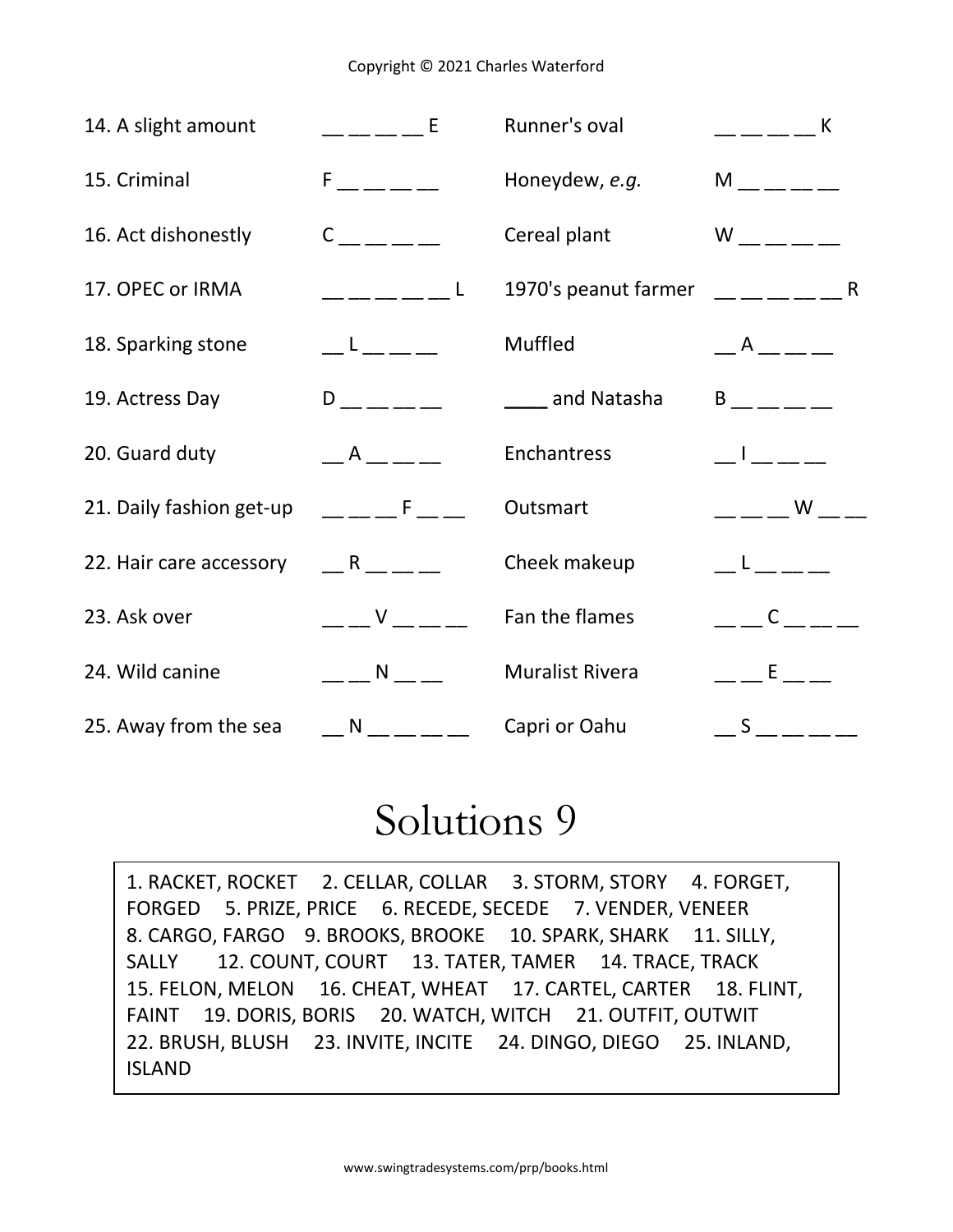| | | | |
|---|---|---|---|
| 14. A slight amount | __ __ __ __ E | Runner's oval | __ __ __ __ K |
| 15. Criminal | F __ __ __ __ | Honeydew, *e.g.* | M __ __ __ __ |
| 16. Act dishonestly | C __ __ __ __ | Cereal plant | W __ __ __ __ |
| 17. OPEC or IRMA | __ __ __ __ __ L | 1970's peanut farmer | __ __ __ __ __ R |
| 18. Sparking stone | __ L __ __ __ | Muffled | __ A __ __ __ |
| 19. Actress Day | D __ __ __ __ | ____ and Natasha | B __ __ __ __ |
| 20. Guard duty | __ A __ __ __ | Enchantress | __ I __ __ __ |
| 21. Daily fashion get-up | __ __ __ F __ __ | Outsmart | __ __ __ W __ __ |
| 22. Hair care accessory | __ R __ __ __ | Cheek makeup | __ L __ __ __ |
| 23. Ask over | __ __ V __ __ __ | Fan the flames | __ __ C __ __ __ |
| 24. Wild canine | __ __ N __ __ | Muralist Rivera | __ __ E __ __ |
| 25. Away from the sea | __ N __ __ __ __ | Capri or Oahu | __ S __ __ __ __ |

# Solutions 9

1. RACKET, ROCKET 2. CELLAR, COLLAR 3. STORM, STORY 4. FORGET, FORGED 5. PRIZE, PRICE 6. RECEDE, SECEDE 7. VENDER, VENEER 8. CARGO, FARGO 9. BROOKS, BROOKE 10. SPARK, SHARK 11. SILLY, SALLY 12. COUNT, COURT 13. TATER, TAMER 14. TRACE, TRACK 15. FELON, MELON 16. CHEAT, WHEAT 17. CARTEL, CARTER 18. FLINT, FAINT 19. DORIS, BORIS 20. WATCH, WITCH 21. OUTFIT, OUTWIT 22. BRUSH, BLUSH 23. INVITE, INCITE 24. DINGO, DIEGO 25. INLAND, ISLAND